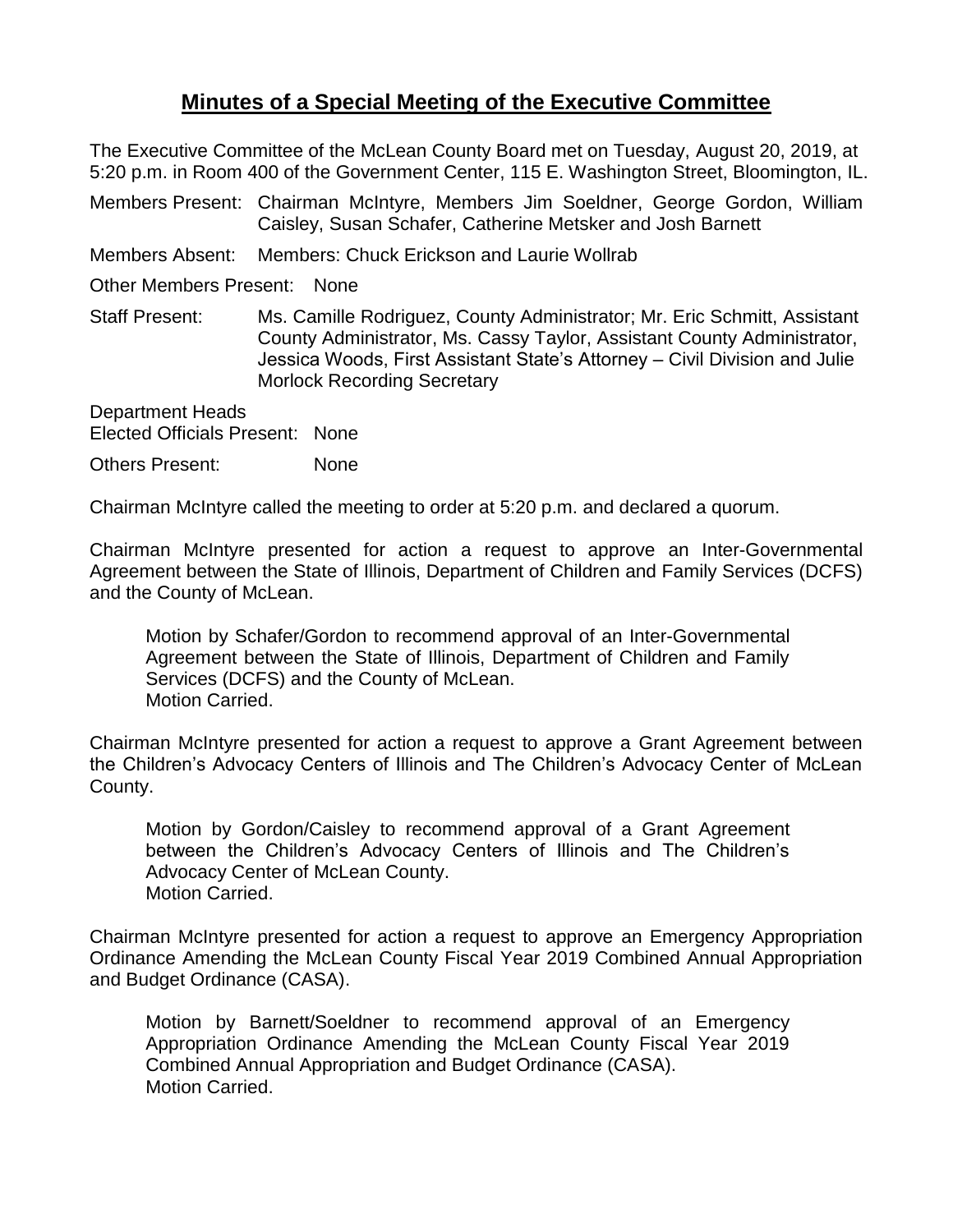# **Minutes of a Special Meeting of the Executive Committee**

The Executive Committee of the McLean County Board met on Tuesday, August 20, 2019, at 5:20 p.m. in Room 400 of the Government Center, 115 E. Washington Street, Bloomington, IL.

Members Present: Chairman McIntyre, Members Jim Soeldner, George Gordon, William Caisley, Susan Schafer, Catherine Metsker and Josh Barnett

Members Absent: Members: Chuck Erickson and Laurie Wollrab

Other Members Present: None

Staff Present: Ms. Camille Rodriguez, County Administrator; Mr. Eric Schmitt, Assistant County Administrator, Ms. Cassy Taylor, Assistant County Administrator, Jessica Woods, First Assistant State's Attorney – Civil Division and Julie Morlock Recording Secretary

Department Heads
Elected Officials Present: None

Others Present: None

Chairman McIntyre called the meeting to order at 5:20 p.m. and declared a quorum.

Chairman McIntyre presented for action a request to approve an Inter-Governmental Agreement between the State of Illinois, Department of Children and Family Services (DCFS) and the County of McLean.

> Motion by Schafer/Gordon to recommend approval of an Inter-Governmental Agreement between the State of Illinois, Department of Children and Family Services (DCFS) and the County of McLean.
> Motion Carried.

Chairman McIntyre presented for action a request to approve a Grant Agreement between the Children's Advocacy Centers of Illinois and The Children's Advocacy Center of McLean County.

> Motion by Gordon/Caisley to recommend approval of a Grant Agreement between the Children's Advocacy Centers of Illinois and The Children's Advocacy Center of McLean County.
> Motion Carried.

Chairman McIntyre presented for action a request to approve an Emergency Appropriation Ordinance Amending the McLean County Fiscal Year 2019 Combined Annual Appropriation and Budget Ordinance (CASA).

> Motion by Barnett/Soeldner to recommend approval of an Emergency Appropriation Ordinance Amending the McLean County Fiscal Year 2019 Combined Annual Appropriation and Budget Ordinance (CASA).
> Motion Carried.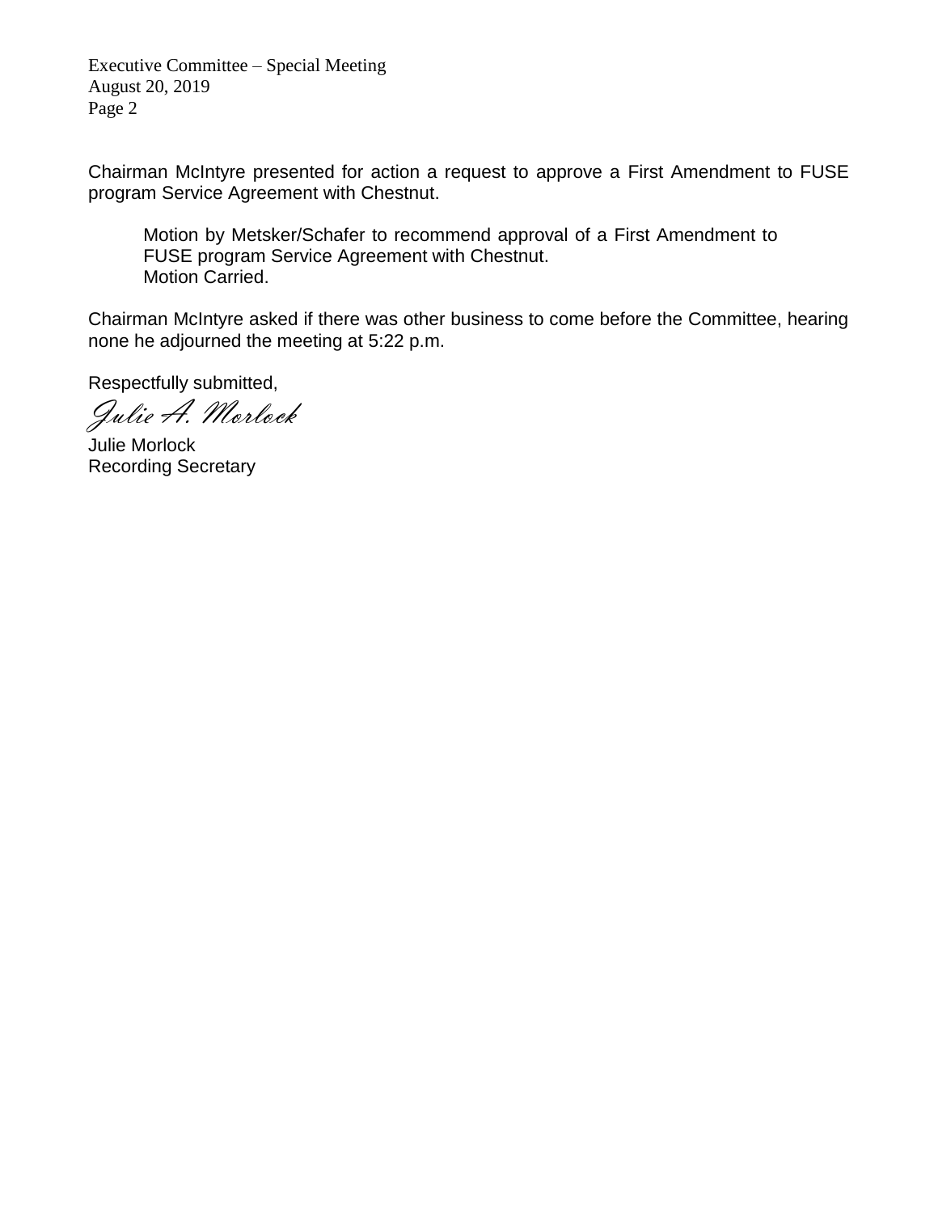Chairman McIntyre presented for action a request to approve a First Amendment to FUSE program Service Agreement with Chestnut.

> Motion by Metsker/Schafer to recommend approval of a First Amendment to FUSE program Service Agreement with Chestnut.
> Motion Carried.

Chairman McIntyre asked if there was other business to come before the Committee, hearing none he adjourned the meeting at 5:22 p.m.

Respectfully submitted,

*Julie A. Morlock*

Julie Morlock
Recording Secretary